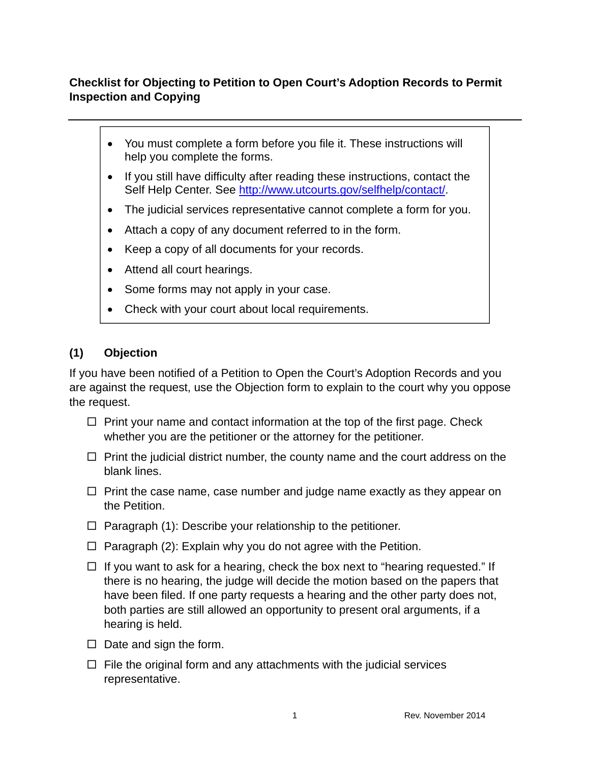# Checklist for Objecting to Petition to Open Court's Adoption Records to Permit Inspection and Copying

---

- You must complete a form before you file it. These instructions will help you complete the forms.
- If you still have difficulty after reading these instructions, contact the Self Help Center. See [http://www.utcourts.gov/selfhelp/contact/](http://www.utcourts.gov/selfhelp/contact/).
- The judicial services representative cannot complete a form for you.
- Attach a copy of any document referred to in the form.
- Keep a copy of all documents for your records.
- Attend all court hearings.
- Some forms may not apply in your case.
- Check with your court about local requirements.

## (1) Objection

If you have been notified of a Petition to Open the Court's Adoption Records and you are against the request, use the Objection form to explain to the court why you oppose the request.

- ☐ Print your name and contact information at the top of the first page. Check whether you are the petitioner or the attorney for the petitioner.
- ☐ Print the judicial district number, the county name and the court address on the blank lines.
- ☐ Print the case name, case number and judge name exactly as they appear on the Petition.
- ☐ Paragraph (1): Describe your relationship to the petitioner.
- ☐ Paragraph (2): Explain why you do not agree with the Petition.
- ☐ If you want to ask for a hearing, check the box next to "hearing requested." If there is no hearing, the judge will decide the motion based on the papers that have been filed. If one party requests a hearing and the other party does not, both parties are still allowed an opportunity to present oral arguments, if a hearing is held.
- ☐ Date and sign the form.
- ☐ File the original form and any attachments with the judicial services representative.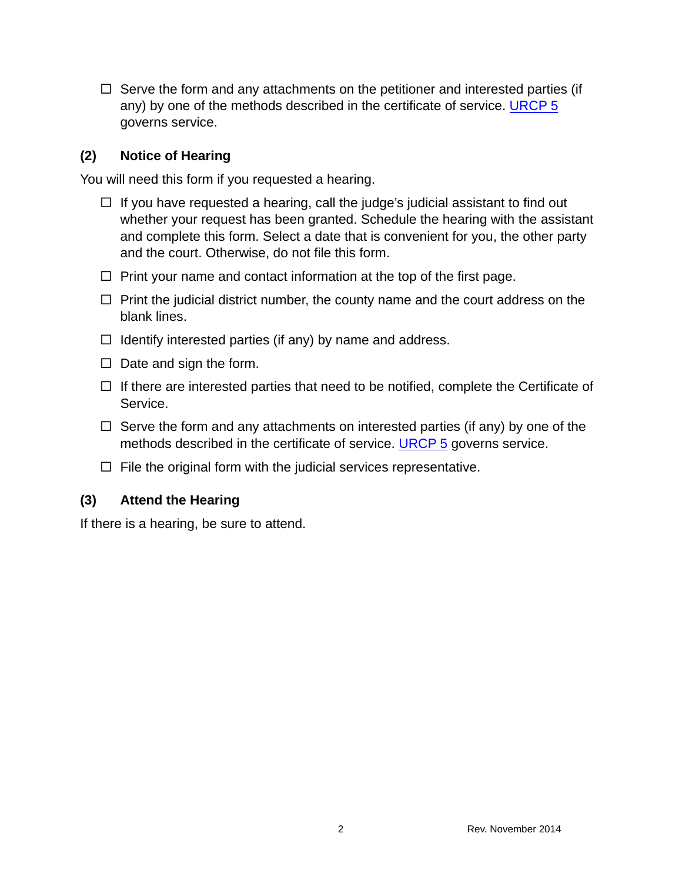- ☐ Serve the form and any attachments on the petitioner and interested parties (if any) by one of the methods described in the certificate of service. URCP 5 governs service.

## (2) Notice of Hearing

You will need this form if you requested a hearing.

- ☐ If you have requested a hearing, call the judge's judicial assistant to find out whether your request has been granted. Schedule the hearing with the assistant and complete this form. Select a date that is convenient for you, the other party and the court. Otherwise, do not file this form.
- ☐ Print your name and contact information at the top of the first page.
- ☐ Print the judicial district number, the county name and the court address on the blank lines.
- ☐ Identify interested parties (if any) by name and address.
- ☐ Date and sign the form.
- ☐ If there are interested parties that need to be notified, complete the Certificate of Service.
- ☐ Serve the form and any attachments on interested parties (if any) by one of the methods described in the certificate of service. URCP 5 governs service.
- ☐ File the original form with the judicial services representative.

## (3) Attend the Hearing

If there is a hearing, be sure to attend.